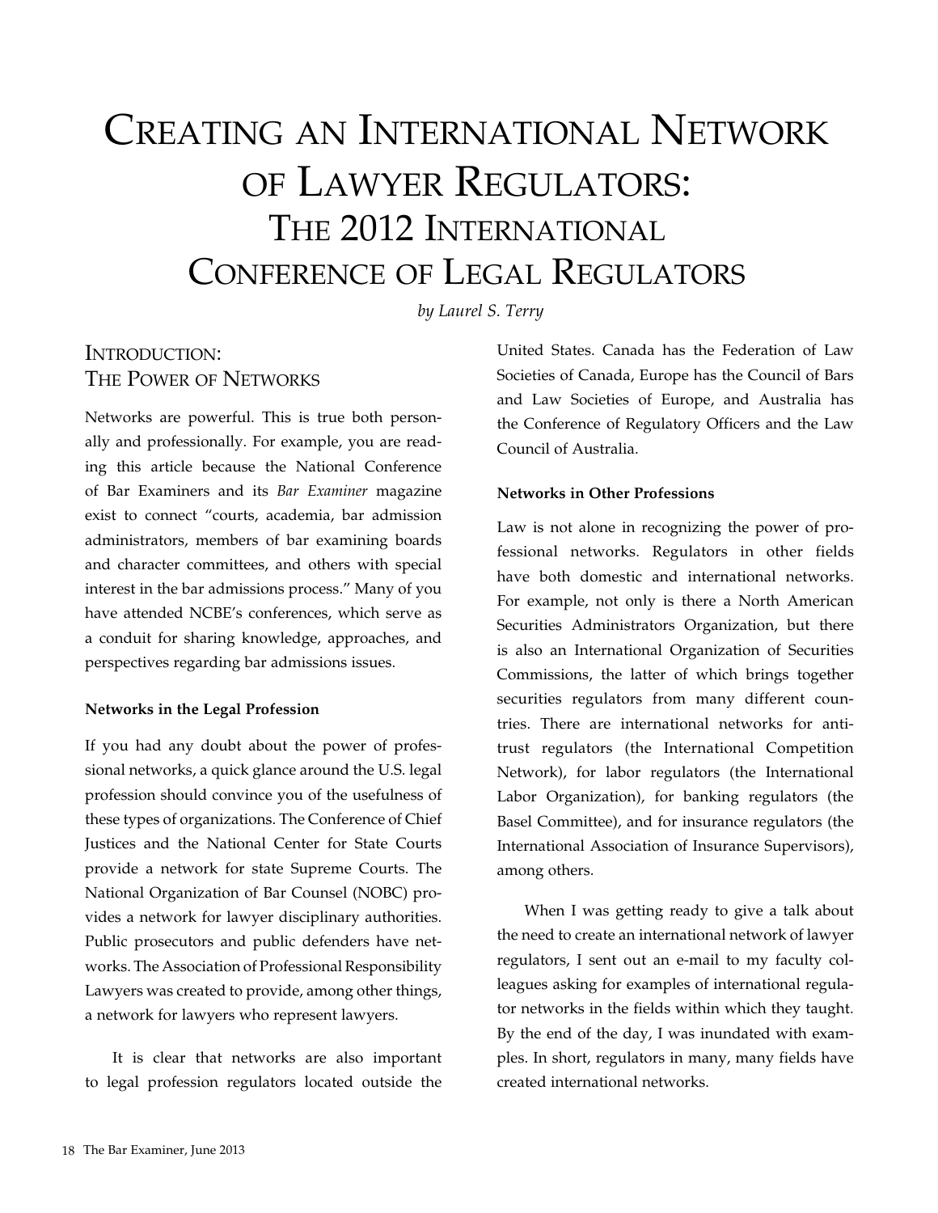# Creating an International Network of Lawyer Regulators: The 2012 International Conference of Legal Regulators

*by Laurel S. Terry*

## Introduction: The Power of Networks

Networks are powerful. This is true both personally and professionally. For example, you are reading this article because the National Conference of Bar Examiners and its *Bar Examiner* magazine exist to connect "courts, academia, bar admission administrators, members of bar examining boards and character committees, and others with special interest in the bar admissions process." Many of you have attended NCBE's conferences, which serve as a conduit for sharing knowledge, approaches, and perspectives regarding bar admissions issues.

### Networks in the Legal Profession

If you had any doubt about the power of professional networks, a quick glance around the U.S. legal profession should convince you of the usefulness of these types of organizations. The Conference of Chief Justices and the National Center for State Courts provide a network for state Supreme Courts. The National Organization of Bar Counsel (NOBC) provides a network for lawyer disciplinary authorities. Public prosecutors and public defenders have networks. The Association of Professional Responsibility Lawyers was created to provide, among other things, a network for lawyers who represent lawyers.

It is clear that networks are also important to legal profession regulators located outside the United States. Canada has the Federation of Law Societies of Canada, Europe has the Council of Bars and Law Societies of Europe, and Australia has the Conference of Regulatory Officers and the Law Council of Australia.

### Networks in Other Professions

Law is not alone in recognizing the power of professional networks. Regulators in other fields have both domestic and international networks. For example, not only is there a North American Securities Administrators Organization, but there is also an International Organization of Securities Commissions, the latter of which brings together securities regulators from many different countries. There are international networks for antitrust regulators (the International Competition Network), for labor regulators (the International Labor Organization), for banking regulators (the Basel Committee), and for insurance regulators (the International Association of Insurance Supervisors), among others.

When I was getting ready to give a talk about the need to create an international network of lawyer regulators, I sent out an e-mail to my faculty colleagues asking for examples of international regulator networks in the fields within which they taught. By the end of the day, I was inundated with examples. In short, regulators in many, many fields have created international networks.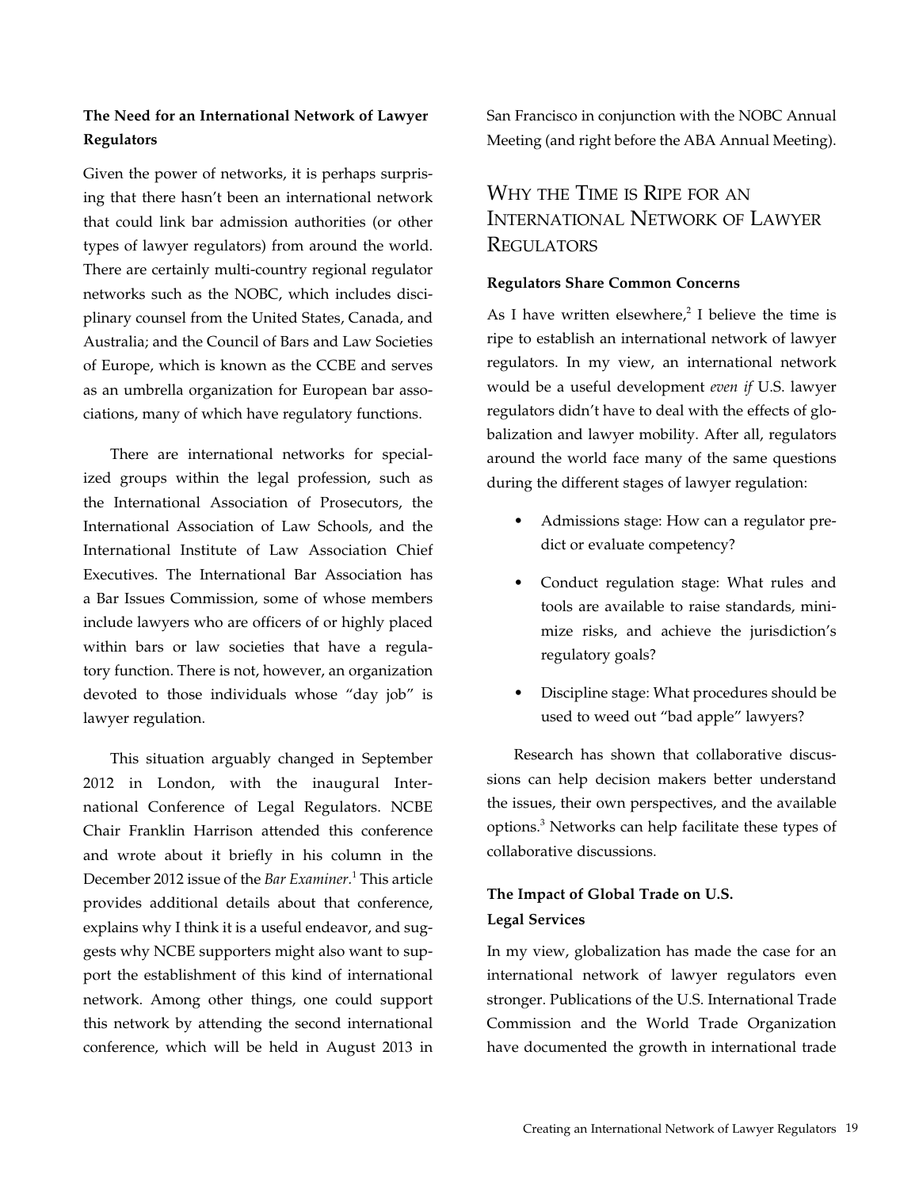### The Need for an International Network of Lawyer Regulators

Given the power of networks, it is perhaps surprising that there hasn't been an international network that could link bar admission authorities (or other types of lawyer regulators) from around the world. There are certainly multi-country regional regulator networks such as the NOBC, which includes disciplinary counsel from the United States, Canada, and Australia; and the Council of Bars and Law Societies of Europe, which is known as the CCBE and serves as an umbrella organization for European bar associations, many of which have regulatory functions.

There are international networks for specialized groups within the legal profession, such as the International Association of Prosecutors, the International Association of Law Schools, and the International Institute of Law Association Chief Executives. The International Bar Association has a Bar Issues Commission, some of whose members include lawyers who are officers of or highly placed within bars or law societies that have a regulatory function. There is not, however, an organization devoted to those individuals whose "day job" is lawyer regulation.

This situation arguably changed in September 2012 in London, with the inaugural International Conference of Legal Regulators. NCBE Chair Franklin Harrison attended this conference and wrote about it briefly in his column in the December 2012 issue of the *Bar Examiner*.[1] This article provides additional details about that conference, explains why I think it is a useful endeavor, and suggests why NCBE supporters might also want to support the establishment of this kind of international network. Among other things, one could support this network by attending the second international conference, which will be held in August 2013 in San Francisco in conjunction with the NOBC Annual Meeting (and right before the ABA Annual Meeting).

## Why the Time is Ripe for an International Network of Lawyer Regulators

### Regulators Share Common Concerns

As I have written elsewhere,[2] I believe the time is ripe to establish an international network of lawyer regulators. In my view, an international network would be a useful development *even if* U.S. lawyer regulators didn't have to deal with the effects of globalization and lawyer mobility. After all, regulators around the world face many of the same questions during the different stages of lawyer regulation:

- Admissions stage: How can a regulator predict or evaluate competency?
- Conduct regulation stage: What rules and tools are available to raise standards, minimize risks, and achieve the jurisdiction's regulatory goals?
- Discipline stage: What procedures should be used to weed out "bad apple" lawyers?

Research has shown that collaborative discussions can help decision makers better understand the issues, their own perspectives, and the available options.[3] Networks can help facilitate these types of collaborative discussions.

### The Impact of Global Trade on U.S. Legal Services

In my view, globalization has made the case for an international network of lawyer regulators even stronger. Publications of the U.S. International Trade Commission and the World Trade Organization have documented the growth in international trade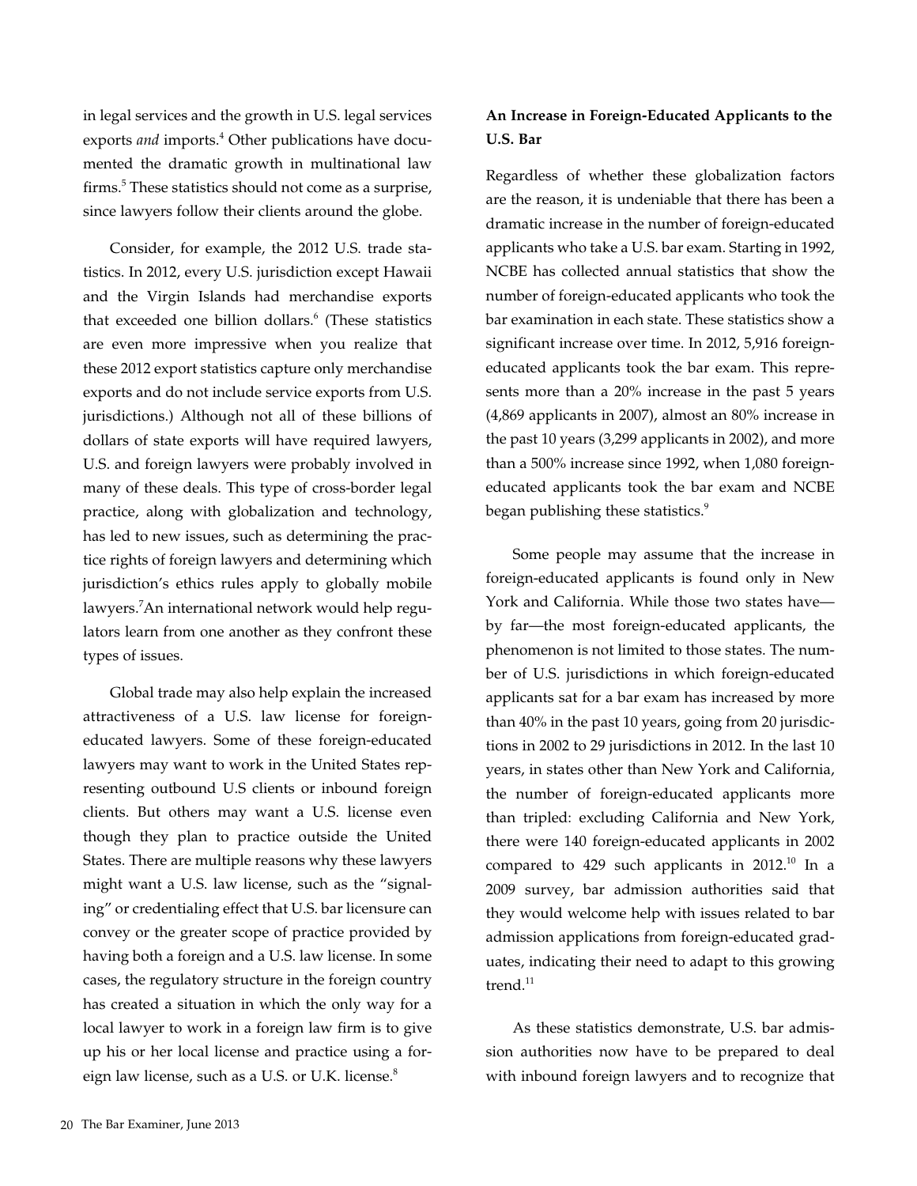in legal services and the growth in U.S. legal services exports *and* imports.[4] Other publications have documented the dramatic growth in multinational law firms.[5] These statistics should not come as a surprise, since lawyers follow their clients around the globe.

Consider, for example, the 2012 U.S. trade statistics. In 2012, every U.S. jurisdiction except Hawaii and the Virgin Islands had merchandise exports that exceeded one billion dollars.[6] (These statistics are even more impressive when you realize that these 2012 export statistics capture only merchandise exports and do not include service exports from U.S. jurisdictions.) Although not all of these billions of dollars of state exports will have required lawyers, U.S. and foreign lawyers were probably involved in many of these deals. This type of cross-border legal practice, along with globalization and technology, has led to new issues, such as determining the practice rights of foreign lawyers and determining which jurisdiction's ethics rules apply to globally mobile lawyers.[7]An international network would help regulators learn from one another as they confront these types of issues.

Global trade may also help explain the increased attractiveness of a U.S. law license for foreign-educated lawyers. Some of these foreign-educated lawyers may want to work in the United States representing outbound U.S clients or inbound foreign clients. But others may want a U.S. license even though they plan to practice outside the United States. There are multiple reasons why these lawyers might want a U.S. law license, such as the "signaling" or credentialing effect that U.S. bar licensure can convey or the greater scope of practice provided by having both a foreign and a U.S. law license. In some cases, the regulatory structure in the foreign country has created a situation in which the only way for a local lawyer to work in a foreign law firm is to give up his or her local license and practice using a foreign law license, such as a U.S. or U.K. license.[8]

### An Increase in Foreign-Educated Applicants to the U.S. Bar

Regardless of whether these globalization factors are the reason, it is undeniable that there has been a dramatic increase in the number of foreign-educated applicants who take a U.S. bar exam. Starting in 1992, NCBE has collected annual statistics that show the number of foreign-educated applicants who took the bar examination in each state. These statistics show a significant increase over time. In 2012, 5,916 foreign-educated applicants took the bar exam. This represents more than a 20% increase in the past 5 years (4,869 applicants in 2007), almost an 80% increase in the past 10 years (3,299 applicants in 2002), and more than a 500% increase since 1992, when 1,080 foreign-educated applicants took the bar exam and NCBE began publishing these statistics.[9]

Some people may assume that the increase in foreign-educated applicants is found only in New York and California. While those two states have—by far—the most foreign-educated applicants, the phenomenon is not limited to those states. The number of U.S. jurisdictions in which foreign-educated applicants sat for a bar exam has increased by more than 40% in the past 10 years, going from 20 jurisdictions in 2002 to 29 jurisdictions in 2012. In the last 10 years, in states other than New York and California, the number of foreign-educated applicants more than tripled: excluding California and New York, there were 140 foreign-educated applicants in 2002 compared to 429 such applicants in 2012.[10] In a 2009 survey, bar admission authorities said that they would welcome help with issues related to bar admission applications from foreign-educated graduates, indicating their need to adapt to this growing trend.[11]

As these statistics demonstrate, U.S. bar admission authorities now have to be prepared to deal with inbound foreign lawyers and to recognize that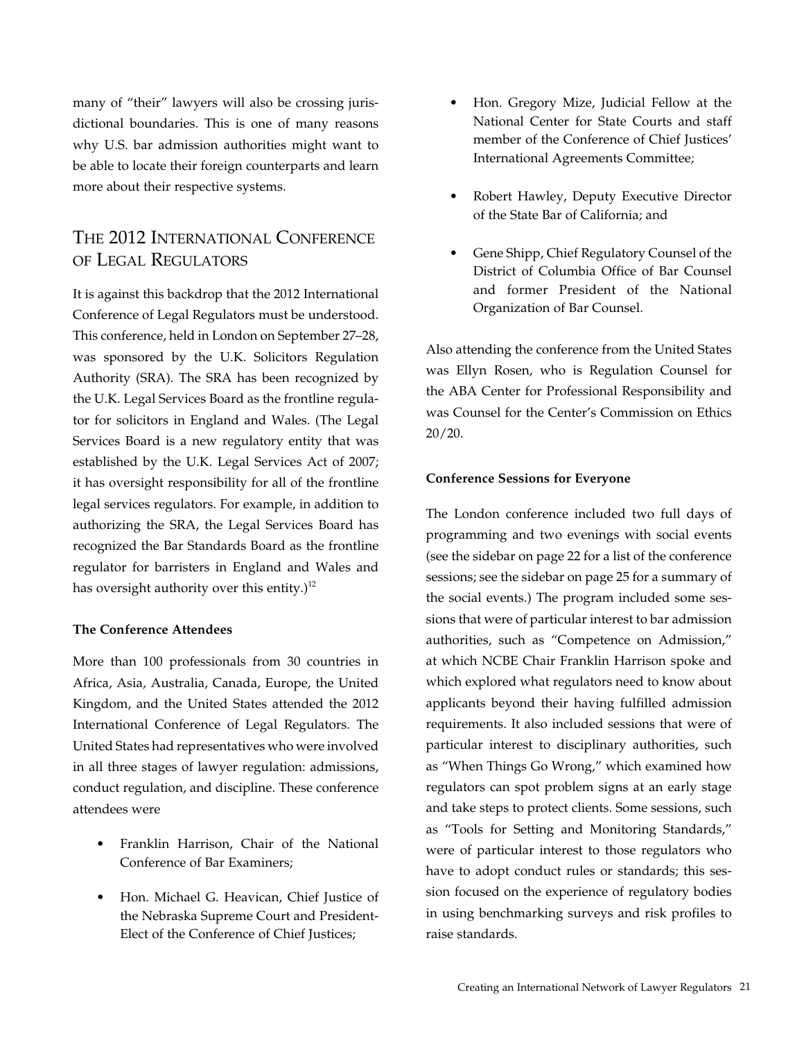many of "their" lawyers will also be crossing jurisdictional boundaries. This is one of many reasons why U.S. bar admission authorities might want to be able to locate their foreign counterparts and learn more about their respective systems.

## The 2012 International Conference of Legal Regulators

It is against this backdrop that the 2012 International Conference of Legal Regulators must be understood. This conference, held in London on September 27–28, was sponsored by the U.K. Solicitors Regulation Authority (SRA). The SRA has been recognized by the U.K. Legal Services Board as the frontline regulator for solicitors in England and Wales. (The Legal Services Board is a new regulatory entity that was established by the U.K. Legal Services Act of 2007; it has oversight responsibility for all of the frontline legal services regulators. For example, in addition to authorizing the SRA, the Legal Services Board has recognized the Bar Standards Board as the frontline regulator for barristers in England and Wales and has oversight authority over this entity.)[12]

### The Conference Attendees

More than 100 professionals from 30 countries in Africa, Asia, Australia, Canada, Europe, the United Kingdom, and the United States attended the 2012 International Conference of Legal Regulators. The United States had representatives who were involved in all three stages of lawyer regulation: admissions, conduct regulation, and discipline. These conference attendees were

- Franklin Harrison, Chair of the National Conference of Bar Examiners;
- Hon. Michael G. Heavican, Chief Justice of the Nebraska Supreme Court and President-Elect of the Conference of Chief Justices;
- Hon. Gregory Mize, Judicial Fellow at the National Center for State Courts and staff member of the Conference of Chief Justices' International Agreements Committee;
- Robert Hawley, Deputy Executive Director of the State Bar of California; and
- Gene Shipp, Chief Regulatory Counsel of the District of Columbia Office of Bar Counsel and former President of the National Organization of Bar Counsel.

Also attending the conference from the United States was Ellyn Rosen, who is Regulation Counsel for the ABA Center for Professional Responsibility and was Counsel for the Center's Commission on Ethics 20/20.

### Conference Sessions for Everyone

The London conference included two full days of programming and two evenings with social events (see the sidebar on page 22 for a list of the conference sessions; see the sidebar on page 25 for a summary of the social events.) The program included some sessions that were of particular interest to bar admission authorities, such as "Competence on Admission," at which NCBE Chair Franklin Harrison spoke and which explored what regulators need to know about applicants beyond their having fulfilled admission requirements. It also included sessions that were of particular interest to disciplinary authorities, such as "When Things Go Wrong," which examined how regulators can spot problem signs at an early stage and take steps to protect clients. Some sessions, such as "Tools for Setting and Monitoring Standards," were of particular interest to those regulators who have to adopt conduct rules or standards; this session focused on the experience of regulatory bodies in using benchmarking surveys and risk profiles to raise standards.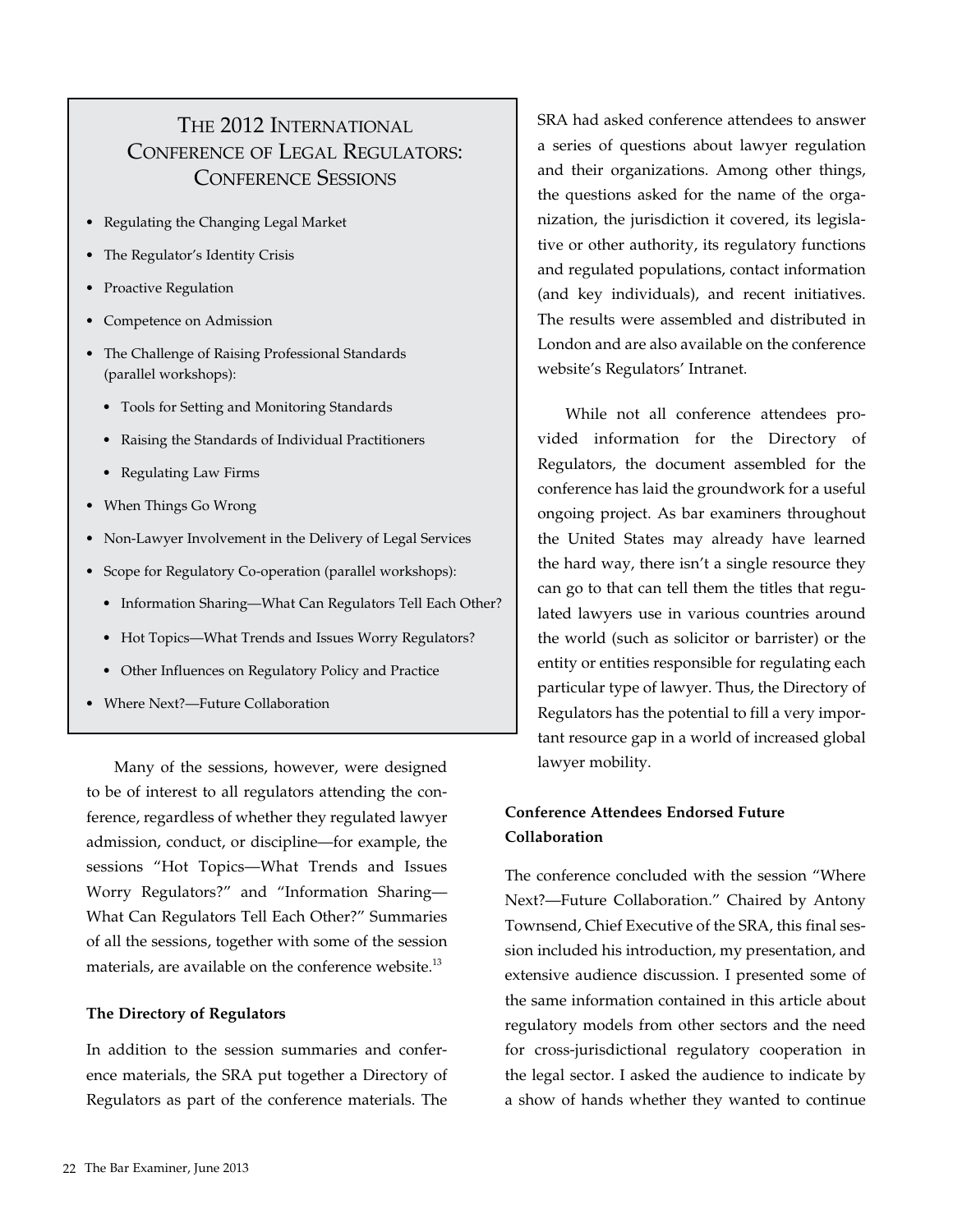> ## The 2012 International Conference of Legal Regulators: Conference Sessions
>
> - Regulating the Changing Legal Market
> - The Regulator's Identity Crisis
> - Proactive Regulation
> - Competence on Admission
> - The Challenge of Raising Professional Standards (parallel workshops):
>   - Tools for Setting and Monitoring Standards
>   - Raising the Standards of Individual Practitioners
>   - Regulating Law Firms
> - When Things Go Wrong
> - Non-Lawyer Involvement in the Delivery of Legal Services
> - Scope for Regulatory Co-operation (parallel workshops):
>   - Information Sharing—What Can Regulators Tell Each Other?
>   - Hot Topics—What Trends and Issues Worry Regulators?
>   - Other Influences on Regulatory Policy and Practice
> - Where Next?—Future Collaboration

Many of the sessions, however, were designed to be of interest to all regulators attending the conference, regardless of whether they regulated lawyer admission, conduct, or discipline—for example, the sessions "Hot Topics—What Trends and Issues Worry Regulators?" and "Information Sharing—What Can Regulators Tell Each Other?" Summaries of all the sessions, together with some of the session materials, are available on the conference website.[13]

**The Directory of Regulators**

In addition to the session summaries and conference materials, the SRA put together a Directory of Regulators as part of the conference materials. The SRA had asked conference attendees to answer a series of questions about lawyer regulation and their organizations. Among other things, the questions asked for the name of the organization, the jurisdiction it covered, its legislative or other authority, its regulatory functions and regulated populations, contact information (and key individuals), and recent initiatives. The results were assembled and distributed in London and are also available on the conference website's Regulators' Intranet.

While not all conference attendees provided information for the Directory of Regulators, the document assembled for the conference has laid the groundwork for a useful ongoing project. As bar examiners throughout the United States may already have learned the hard way, there isn't a single resource they can go to that can tell them the titles that regulated lawyers use in various countries around the world (such as solicitor or barrister) or the entity or entities responsible for regulating each particular type of lawyer. Thus, the Directory of Regulators has the potential to fill a very important resource gap in a world of increased global lawyer mobility.

**Conference Attendees Endorsed Future Collaboration**

The conference concluded with the session "Where Next?—Future Collaboration." Chaired by Antony Townsend, Chief Executive of the SRA, this final session included his introduction, my presentation, and extensive audience discussion. I presented some of the same information contained in this article about regulatory models from other sectors and the need for cross-jurisdictional regulatory cooperation in the legal sector. I asked the audience to indicate by a show of hands whether they wanted to continue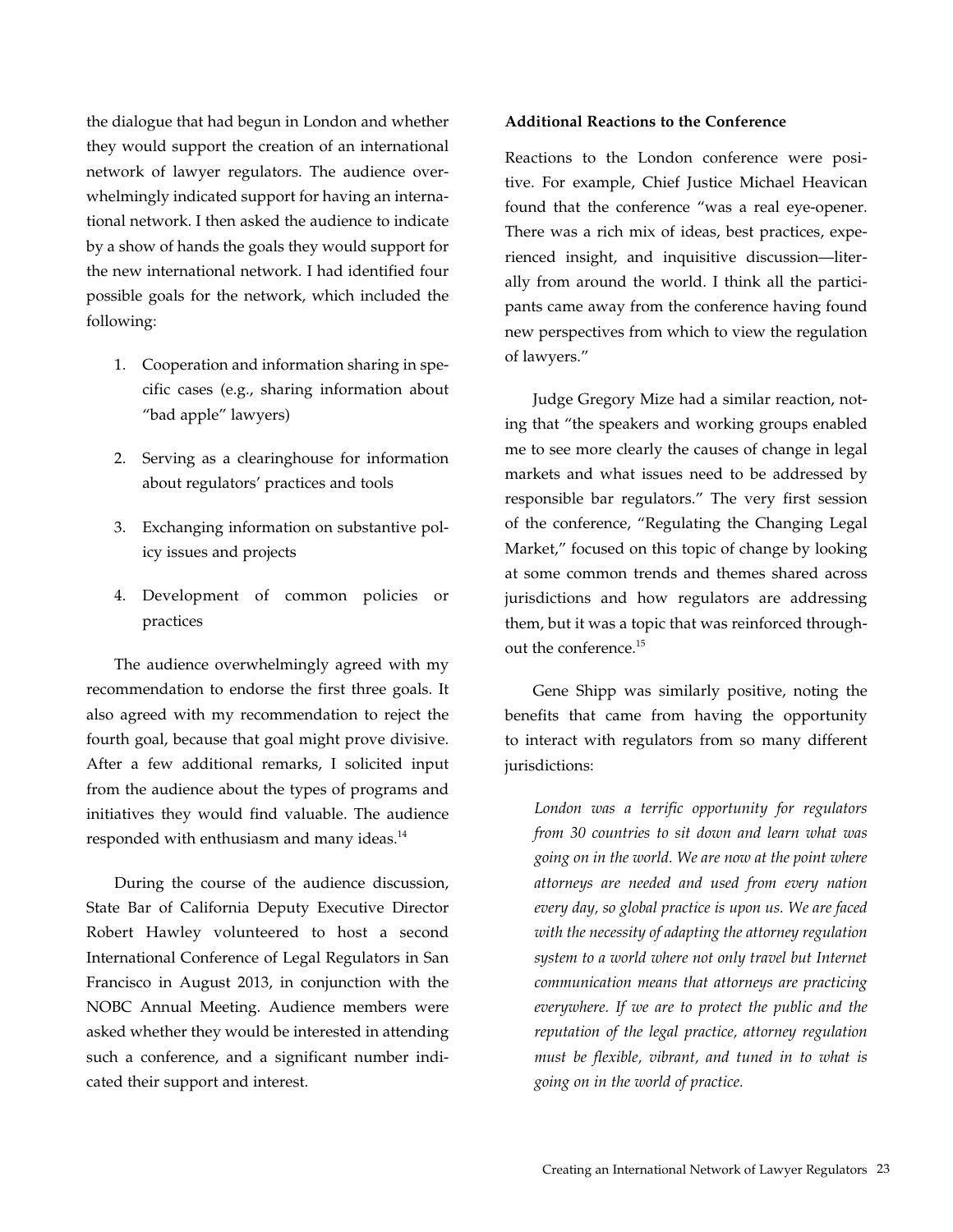the dialogue that had begun in London and whether they would support the creation of an international network of lawyer regulators. The audience overwhelmingly indicated support for having an international network. I then asked the audience to indicate by a show of hands the goals they would support for the new international network. I had identified four possible goals for the network, which included the following:

1. Cooperation and information sharing in specific cases (e.g., sharing information about "bad apple" lawyers)
2. Serving as a clearinghouse for information about regulators' practices and tools
3. Exchanging information on substantive policy issues and projects
4. Development of common policies or practices

The audience overwhelmingly agreed with my recommendation to endorse the first three goals. It also agreed with my recommendation to reject the fourth goal, because that goal might prove divisive. After a few additional remarks, I solicited input from the audience about the types of programs and initiatives they would find valuable. The audience responded with enthusiasm and many ideas.[14]

During the course of the audience discussion, State Bar of California Deputy Executive Director Robert Hawley volunteered to host a second International Conference of Legal Regulators in San Francisco in August 2013, in conjunction with the NOBC Annual Meeting. Audience members were asked whether they would be interested in attending such a conference, and a significant number indicated their support and interest.

**Additional Reactions to the Conference**

Reactions to the London conference were positive. For example, Chief Justice Michael Heavican found that the conference "was a real eye-opener. There was a rich mix of ideas, best practices, experienced insight, and inquisitive discussion—literally from around the world. I think all the participants came away from the conference having found new perspectives from which to view the regulation of lawyers."

Judge Gregory Mize had a similar reaction, noting that "the speakers and working groups enabled me to see more clearly the causes of change in legal markets and what issues need to be addressed by responsible bar regulators." The very first session of the conference, "Regulating the Changing Legal Market," focused on this topic of change by looking at some common trends and themes shared across jurisdictions and how regulators are addressing them, but it was a topic that was reinforced throughout the conference.[15]

Gene Shipp was similarly positive, noting the benefits that came from having the opportunity to interact with regulators from so many different jurisdictions:

> *London was a terrific opportunity for regulators from 30 countries to sit down and learn what was going on in the world. We are now at the point where attorneys are needed and used from every nation every day, so global practice is upon us. We are faced with the necessity of adapting the attorney regulation system to a world where not only travel but Internet communication means that attorneys are practicing everywhere. If we are to protect the public and the reputation of the legal practice, attorney regulation must be flexible, vibrant, and tuned in to what is going on in the world of practice.*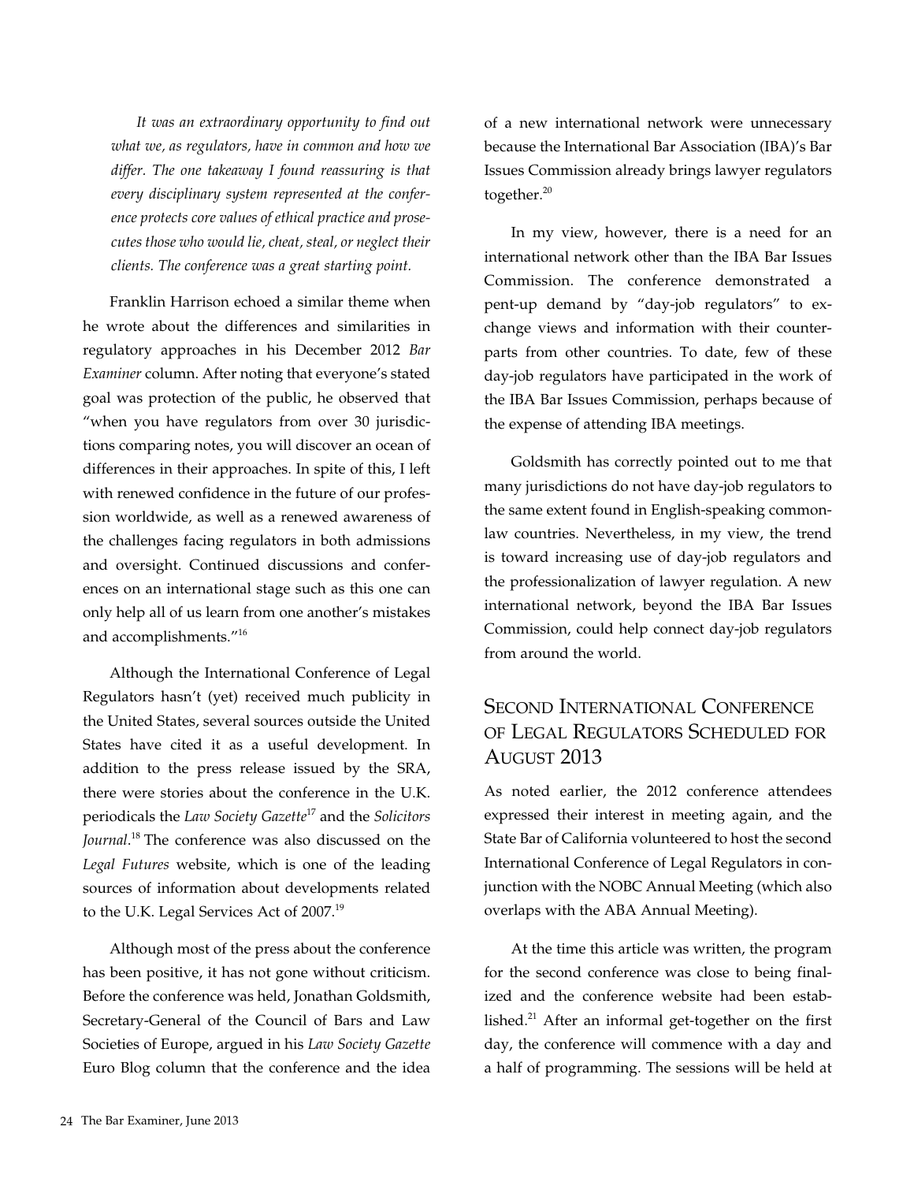*It was an extraordinary opportunity to find out what we, as regulators, have in common and how we differ. The one takeaway I found reassuring is that every disciplinary system represented at the conference protects core values of ethical practice and prosecutes those who would lie, cheat, steal, or neglect their clients. The conference was a great starting point.*

Franklin Harrison echoed a similar theme when he wrote about the differences and similarities in regulatory approaches in his December 2012 *Bar Examiner* column. After noting that everyone's stated goal was protection of the public, he observed that "when you have regulators from over 30 jurisdictions comparing notes, you will discover an ocean of differences in their approaches. In spite of this, I left with renewed confidence in the future of our profession worldwide, as well as a renewed awareness of the challenges facing regulators in both admissions and oversight. Continued discussions and conferences on an international stage such as this one can only help all of us learn from one another's mistakes and accomplishments."[16]

Although the International Conference of Legal Regulators hasn't (yet) received much publicity in the United States, several sources outside the United States have cited it as a useful development. In addition to the press release issued by the SRA, there were stories about the conference in the U.K. periodicals the *Law Society Gazette*[17] and the *Solicitors Journal*.[18] The conference was also discussed on the *Legal Futures* website, which is one of the leading sources of information about developments related to the U.K. Legal Services Act of 2007.[19]

Although most of the press about the conference has been positive, it has not gone without criticism. Before the conference was held, Jonathan Goldsmith, Secretary-General of the Council of Bars and Law Societies of Europe, argued in his *Law Society Gazette* Euro Blog column that the conference and the idea of a new international network were unnecessary because the International Bar Association (IBA)'s Bar Issues Commission already brings lawyer regulators together.[20]

In my view, however, there is a need for an international network other than the IBA Bar Issues Commission. The conference demonstrated a pent-up demand by "day-job regulators" to exchange views and information with their counterparts from other countries. To date, few of these day-job regulators have participated in the work of the IBA Bar Issues Commission, perhaps because of the expense of attending IBA meetings.

Goldsmith has correctly pointed out to me that many jurisdictions do not have day-job regulators to the same extent found in English-speaking common-law countries. Nevertheless, in my view, the trend is toward increasing use of day-job regulators and the professionalization of lawyer regulation. A new international network, beyond the IBA Bar Issues Commission, could help connect day-job regulators from around the world.

## Second International Conference of Legal Regulators Scheduled for August 2013

As noted earlier, the 2012 conference attendees expressed their interest in meeting again, and the State Bar of California volunteered to host the second International Conference of Legal Regulators in conjunction with the NOBC Annual Meeting (which also overlaps with the ABA Annual Meeting).

At the time this article was written, the program for the second conference was close to being finalized and the conference website had been established.[21] After an informal get-together on the first day, the conference will commence with a day and a half of programming. The sessions will be held at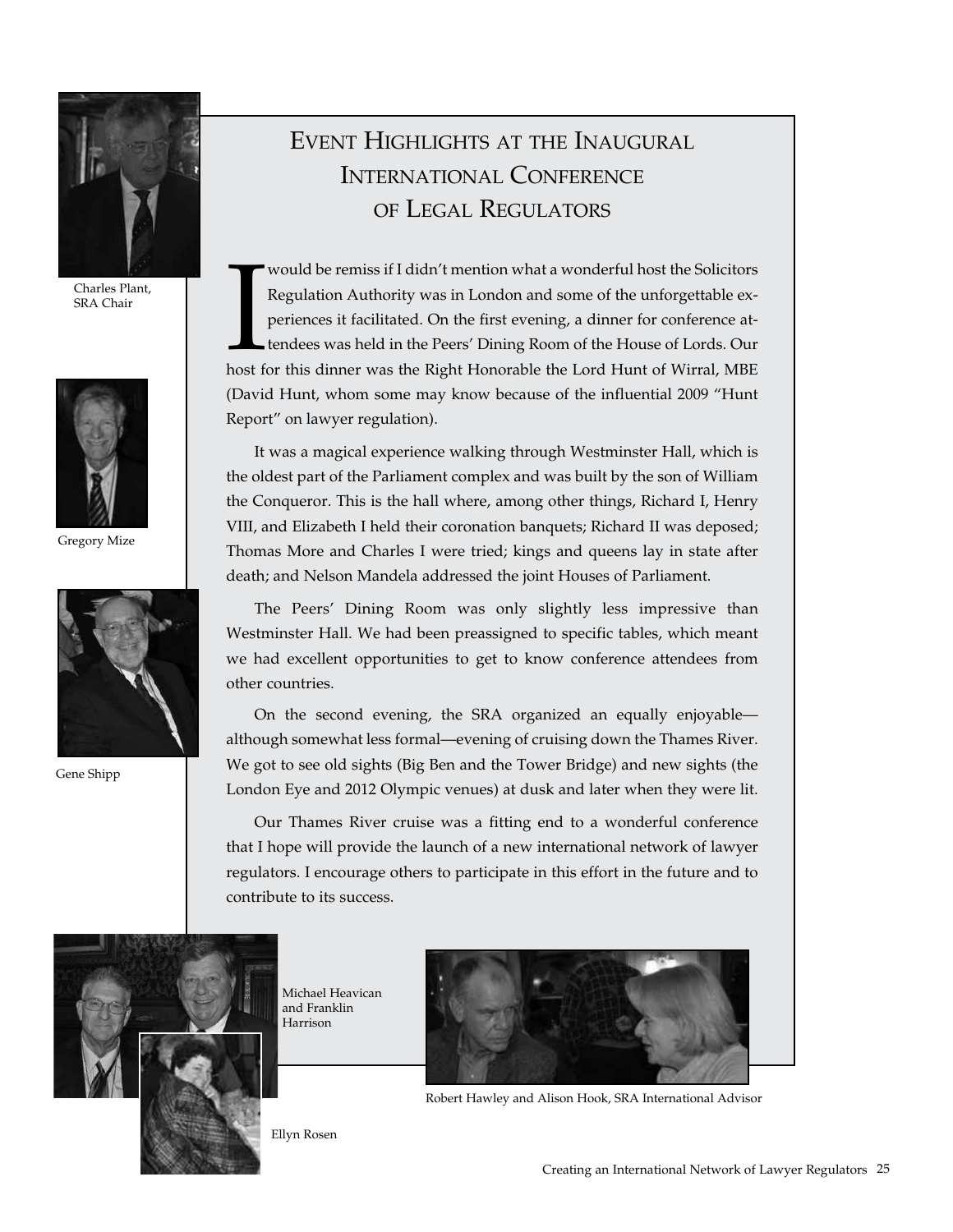Charles Plant, SRA Chair

Gregory Mize

Gene Shipp

# Event Highlights at the Inaugural International Conference of Legal Regulators

I would be remiss if I didn't mention what a wonderful host the Solicitors Regulation Authority was in London and some of the unforgettable experiences it facilitated. On the first evening, a dinner for conference attendees was held in the Peers' Dining Room of the House of Lords. Our host for this dinner was the Right Honorable the Lord Hunt of Wirral, MBE (David Hunt, whom some may know because of the influential 2009 "Hunt Report" on lawyer regulation).

It was a magical experience walking through Westminster Hall, which is the oldest part of the Parliament complex and was built by the son of William the Conqueror. This is the hall where, among other things, Richard I, Henry VIII, and Elizabeth I held their coronation banquets; Richard II was deposed; Thomas More and Charles I were tried; kings and queens lay in state after death; and Nelson Mandela addressed the joint Houses of Parliament.

The Peers' Dining Room was only slightly less impressive than Westminster Hall. We had been preassigned to specific tables, which meant we had excellent opportunities to get to know conference attendees from other countries.

On the second evening, the SRA organized an equally enjoyable—although somewhat less formal—evening of cruising down the Thames River. We got to see old sights (Big Ben and the Tower Bridge) and new sights (the London Eye and 2012 Olympic venues) at dusk and later when they were lit.

Our Thames River cruise was a fitting end to a wonderful conference that I hope will provide the launch of a new international network of lawyer regulators. I encourage others to participate in this effort in the future and to contribute to its success.

Michael Heavican and Franklin Harrison

Ellyn Rosen

Robert Hawley and Alison Hook, SRA International Advisor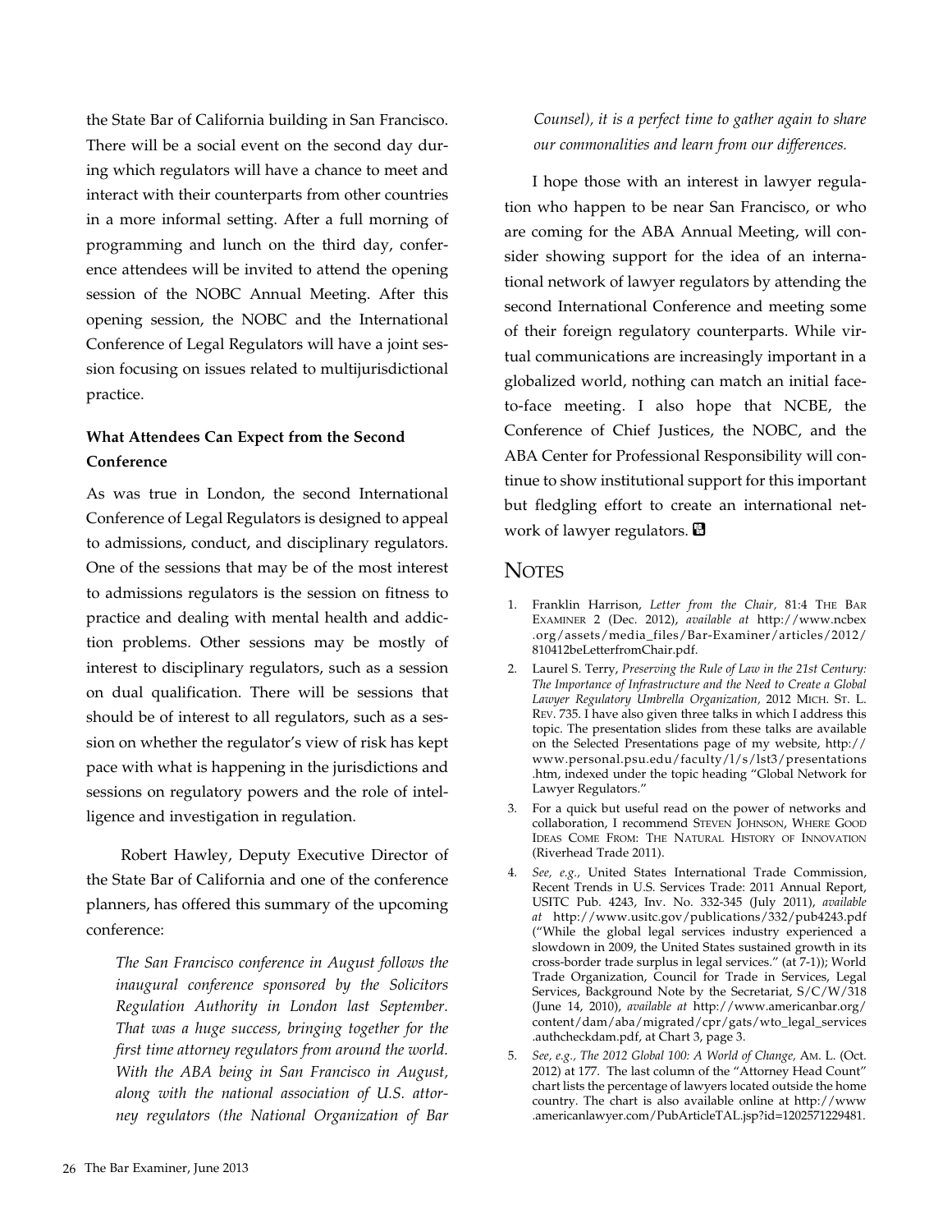the State Bar of California building in San Francisco. There will be a social event on the second day during which regulators will have a chance to meet and interact with their counterparts from other countries in a more informal setting. After a full morning of programming and lunch on the third day, conference attendees will be invited to attend the opening session of the NOBC Annual Meeting. After this opening session, the NOBC and the International Conference of Legal Regulators will have a joint session focusing on issues related to multijurisdictional practice.

### What Attendees Can Expect from the Second Conference

As was true in London, the second International Conference of Legal Regulators is designed to appeal to admissions, conduct, and disciplinary regulators. One of the sessions that may be of the most interest to admissions regulators is the session on fitness to practice and dealing with mental health and addiction problems. Other sessions may be mostly of interest to disciplinary regulators, such as a session on dual qualification. There will be sessions that should be of interest to all regulators, such as a session on whether the regulator's view of risk has kept pace with what is happening in the jurisdictions and sessions on regulatory powers and the role of intelligence and investigation in regulation.

Robert Hawley, Deputy Executive Director of the State Bar of California and one of the conference planners, has offered this summary of the upcoming conference:

> *The San Francisco conference in August follows the inaugural conference sponsored by the Solicitors Regulation Authority in London last September. That was a huge success, bringing together for the first time attorney regulators from around the world. With the ABA being in San Francisco in August, along with the national association of U.S. attorney regulators (the National Organization of Bar Counsel), it is a perfect time to gather again to share our commonalities and learn from our differences.*

I hope those with an interest in lawyer regulation who happen to be near San Francisco, or who are coming for the ABA Annual Meeting, will consider showing support for the idea of an international network of lawyer regulators by attending the second International Conference and meeting some of their foreign regulatory counterparts. While virtual communications are increasingly important in a globalized world, nothing can match an initial face-to-face meeting. I also hope that NCBE, the Conference of Chief Justices, the NOBC, and the ABA Center for Professional Responsibility will continue to show institutional support for this important but fledgling effort to create an international network of lawyer regulators.

## Notes

1. Franklin Harrison, *Letter from the Chair,* 81:4 The Bar Examiner 2 (Dec. 2012), *available at* http://www.ncbex.org/assets/media_files/Bar-Examiner/articles/2012/810412beLetterfromChair.pdf.
2. Laurel S. Terry, *Preserving the Rule of Law in the 21st Century: The Importance of Infrastructure and the Need to Create a Global Lawyer Regulatory Umbrella Organization,* 2012 Mich. St. L. Rev. 735. I have also given three talks in which I address this topic. The presentation slides from these talks are available on the Selected Presentations page of my website, http://www.personal.psu.edu/faculty/l/s/lst3/presentations.htm, indexed under the topic heading "Global Network for Lawyer Regulators."
3. For a quick but useful read on the power of networks and collaboration, I recommend Steven Johnson, Where Good Ideas Come From: The Natural History of Innovation (Riverhead Trade 2011).
4. *See, e.g.,* United States International Trade Commission, Recent Trends in U.S. Services Trade: 2011 Annual Report, USITC Pub. 4243, Inv. No. 332-345 (July 2011), *available at* http://www.usitc.gov/publications/332/pub4243.pdf ("While the global legal services industry experienced a slowdown in 2009, the United States sustained growth in its cross-border trade surplus in legal services." (at 7-1)); World Trade Organization, Council for Trade in Services, Legal Services, Background Note by the Secretariat, S/C/W/318 (June 14, 2010), *available at* http://www.americanbar.org/content/dam/aba/migrated/cpr/gats/wto_legal_services.authcheckdam.pdf, at Chart 3, page 3.
5. *See, e.g., The 2012 Global 100: A World of Change,* Am. L. (Oct. 2012) at 177. The last column of the "Attorney Head Count" chart lists the percentage of lawyers located outside the home country. The chart is also available online at http://www.americanlawyer.com/PubArticleTAL.jsp?id=1202571229481.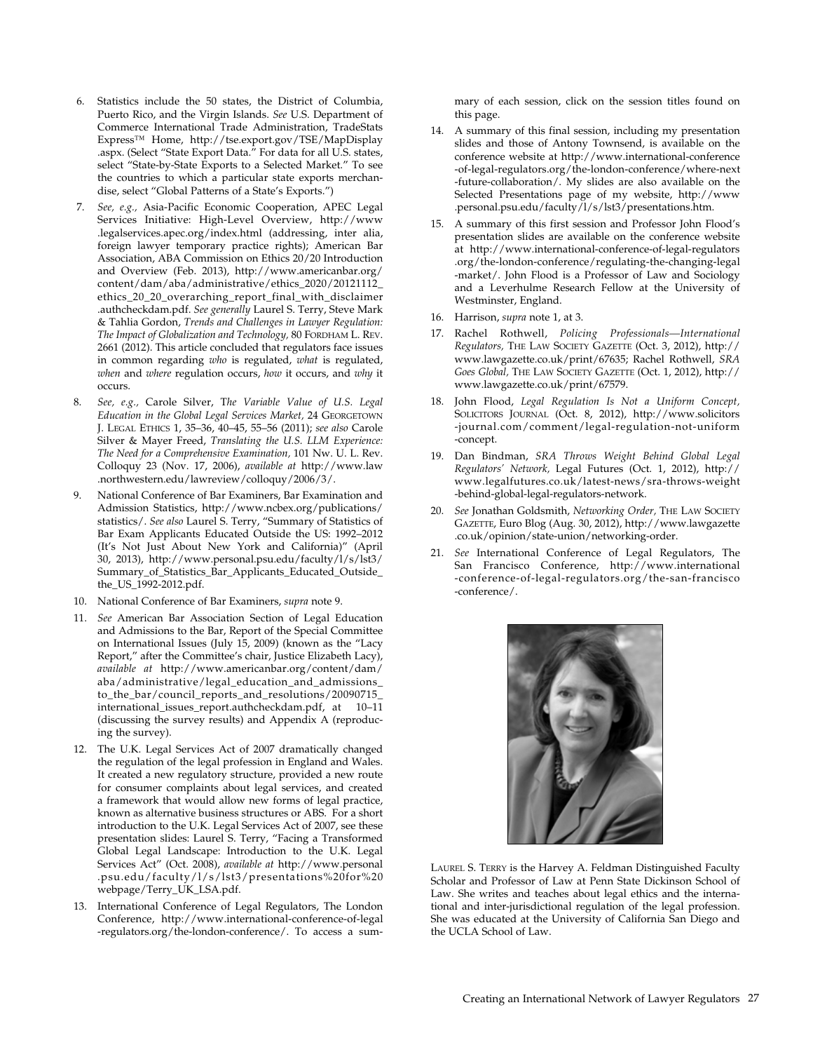6. Statistics include the 50 states, the District of Columbia, Puerto Rico, and the Virgin Islands. *See* U.S. Department of Commerce International Trade Administration, TradeStats Express™ Home, http://tse.export.gov/TSE/MapDisplay.aspx. (Select "State Export Data." For data for all U.S. states, select "State-by-State Exports to a Selected Market." To see the countries to which a particular state exports merchandise, select "Global Patterns of a State's Exports.")

7. *See, e.g.,* Asia-Pacific Economic Cooperation, APEC Legal Services Initiative: High-Level Overview, http://www.legalservices.apec.org/index.html (addressing, inter alia, foreign lawyer temporary practice rights); American Bar Association, ABA Commission on Ethics 20/20 Introduction and Overview (Feb. 2013), http://www.americanbar.org/content/dam/aba/administrative/ethics_2020/20121112_ethics_20_20_overarching_report_final_with_disclaimer.authcheckdam.pdf. *See generally* Laurel S. Terry, Steve Mark & Tahlia Gordon, *Trends and Challenges in Lawyer Regulation: The Impact of Globalization and Technology,* 80 FORDHAM L. REV. 2661 (2012). This article concluded that regulators face issues in common regarding *who* is regulated, *what* is regulated, *when* and *where* regulation occurs, *how* it occurs, and *why* it occurs.

8. *See, e.g.,* Carole Silver, *The Variable Value of U.S. Legal Education in the Global Legal Services Market,* 24 GEORGETOWN J. LEGAL ETHICS 1, 35–36, 40–45, 55–56 (2011); *see also* Carole Silver & Mayer Freed, *Translating the U.S. LLM Experience: The Need for a Comprehensive Examination,* 101 Nw. U. L. Rev. Colloquy 23 (Nov. 17, 2006), *available at* http://www.law.northwestern.edu/lawreview/colloquy/2006/3/.

9. National Conference of Bar Examiners, Bar Examination and Admission Statistics, http://www.ncbex.org/publications/statistics/. *See also* Laurel S. Terry, "Summary of Statistics of Bar Exam Applicants Educated Outside the US: 1992–2012 (It's Not Just About New York and California)" (April 30, 2013), http://www.personal.psu.edu/faculty/l/s/lst3/Summary_of_Statistics_Bar_Applicants_Educated_Outside_the_US_1992-2012.pdf.

10. National Conference of Bar Examiners, *supra* note 9.

11. *See* American Bar Association Section of Legal Education and Admissions to the Bar, Report of the Special Committee on International Issues (July 15, 2009) (known as the "Lacy Report," after the Committee's chair, Justice Elizabeth Lacy), *available at* http://www.americanbar.org/content/dam/aba/administrative/legal_education_and_admissions_to_the_bar/council_reports_and_resolutions/20090715_international_issues_report.authcheckdam.pdf, at 10–11 (discussing the survey results) and Appendix A (reproducing the survey).

12. The U.K. Legal Services Act of 2007 dramatically changed the regulation of the legal profession in England and Wales. It created a new regulatory structure, provided a new route for consumer complaints about legal services, and created a framework that would allow new forms of legal practice, known as alternative business structures or ABS. For a short introduction to the U.K. Legal Services Act of 2007, see these presentation slides: Laurel S. Terry, "Facing a Transformed Global Legal Landscape: Introduction to the U.K. Legal Services Act" (Oct. 2008), *available at* http://www.personal.psu.edu/faculty/l/s/lst3/presentations%20for%20webpage/Terry_UK_LSA.pdf.

13. International Conference of Legal Regulators, The London Conference, http://www.international-conference-of-legal-regulators.org/the-london-conference/. To access a summary of each session, click on the session titles found on this page.

14. A summary of this final session, including my presentation slides and those of Antony Townsend, is available on the conference website at http://www.international-conference-of-legal-regulators.org/the-london-conference/where-next-future-collaboration/. My slides are also available on the Selected Presentations page of my website, http://www.personal.psu.edu/faculty/l/s/lst3/presentations.htm.

15. A summary of this first session and Professor John Flood's presentation slides are available on the conference website at http://www.international-conference-of-legal-regulators.org/the-london-conference/regulating-the-changing-legal-market/. John Flood is a Professor of Law and Sociology and a Leverhulme Research Fellow at the University of Westminster, England.

16. Harrison, *supra* note 1, at 3.

17. Rachel Rothwell, *Policing Professionals—International Regulators,* THE LAW SOCIETY GAZETTE (Oct. 3, 2012), http://www.lawgazette.co.uk/print/67635; Rachel Rothwell, *SRA Goes Global,* THE LAW SOCIETY GAZETTE (Oct. 1, 2012), http://www.lawgazette.co.uk/print/67579.

18. John Flood, *Legal Regulation Is Not a Uniform Concept,* SOLICITORS JOURNAL (Oct. 8, 2012), http://www.solicitors-journal.com/comment/legal-regulation-not-uniform-concept.

19. Dan Bindman, *SRA Throws Weight Behind Global Legal Regulators' Network,* Legal Futures (Oct. 1, 2012), http://www.legalfutures.co.uk/latest-news/sra-throws-weight-behind-global-legal-regulators-network.

20. *See* Jonathan Goldsmith, *Networking Order,* THE LAW SOCIETY GAZETTE, Euro Blog (Aug. 30, 2012), http://www.lawgazette.co.uk/opinion/state-union/networking-order.

21. *See* International Conference of Legal Regulators, The San Francisco Conference, http://www.international-conference-of-legal-regulators.org/the-san-francisco-conference/.

LAUREL S. TERRY is the Harvey A. Feldman Distinguished Faculty Scholar and Professor of Law at Penn State Dickinson School of Law. She writes and teaches about legal ethics and the international and inter-jurisdictional regulation of the legal profession. She was educated at the University of California San Diego and the UCLA School of Law.